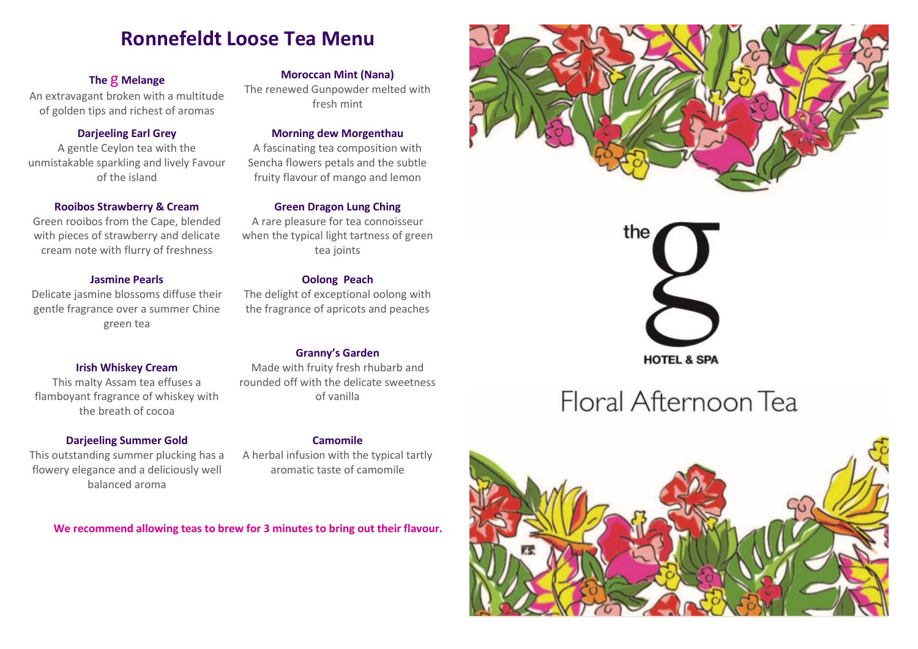# Ronnefeldt Loose Tea Menu

**The g Melange**
An extravagant broken with a multitude of golden tips and richest of aromas

**Darjeeling Earl Grey**
A gentle Ceylon tea with the unmistakable sparkling and lively Favour of the island

**Rooibos Strawberry & Cream**
Green rooibos from the Cape, blended with pieces of strawberry and delicate cream note with flurry of freshness

**Jasmine Pearls**
Delicate jasmine blossoms diffuse their gentle fragrance over a summer Chine green tea

**Irish Whiskey Cream**
This malty Assam tea effuses a flamboyant fragrance of whiskey with the breath of cocoa

**Darjeeling Summer Gold**
This outstanding summer plucking has a flowery elegance and a deliciously well balanced aroma

**Moroccan Mint (Nana)**
The renewed Gunpowder melted with fresh mint

**Morning dew Morgenthau**
A fascinating tea composition with Sencha flowers petals and the subtle fruity flavour of mango and lemon

**Green Dragon Lung Ching**
A rare pleasure for tea connoisseur when the typical light tartness of green tea joints

**Oolong Peach**
The delight of exceptional oolong with the fragrance of apricots and peaches

**Granny's Garden**
Made with fruity fresh rhubarb and rounded off with the delicate sweetness of vanilla

**Camomile**
A herbal infusion with the typical tartly aromatic taste of camomile

**We recommend allowing teas to brew for 3 minutes to bring out their flavour.**

the g HOTEL & SPA

# Floral Afternoon Tea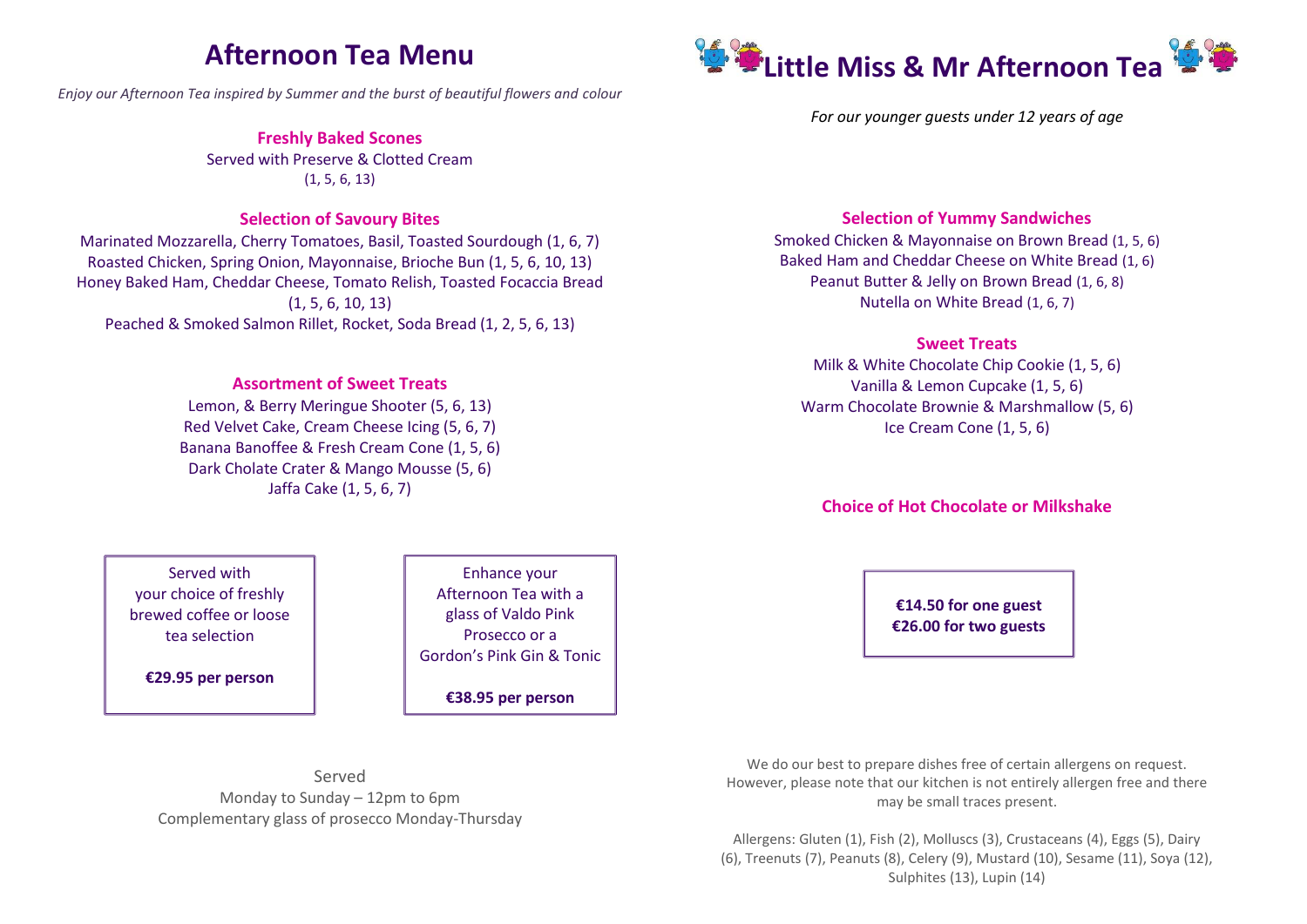# Afternoon Tea Menu

*Enjoy our Afternoon Tea inspired by Summer and the burst of beautiful flowers and colour*

## Freshly Baked Scones

Served with Preserve & Clotted Cream
(1, 5, 6, 13)

## Selection of Savoury Bites

Marinated Mozzarella, Cherry Tomatoes, Basil, Toasted Sourdough (1, 6, 7)
Roasted Chicken, Spring Onion, Mayonnaise, Brioche Bun (1, 5, 6, 10, 13)
Honey Baked Ham, Cheddar Cheese, Tomato Relish, Toasted Focaccia Bread (1, 5, 6, 10, 13)
Peached & Smoked Salmon Rillet, Rocket, Soda Bread (1, 2, 5, 6, 13)

## Assortment of Sweet Treats

Lemon, & Berry Meringue Shooter (5, 6, 13)
Red Velvet Cake, Cream Cheese Icing (5, 6, 7)
Banana Banoffee & Fresh Cream Cone (1, 5, 6)
Dark Cholate Crater & Mango Mousse (5, 6)
Jaffa Cake (1, 5, 6, 7)

Served with your choice of freshly brewed coffee or loose tea selection

**€29.95 per person**

Enhance your Afternoon Tea with a glass of Valdo Pink Prosecco or a Gordon's Pink Gin & Tonic

**€38.95 per person**

Served
Monday to Sunday – 12pm to 6pm
Complementary glass of prosecco Monday-Thursday

# Little Miss & Mr Afternoon Tea

*For our younger guests under 12 years of age*

## Selection of Yummy Sandwiches

Smoked Chicken & Mayonnaise on Brown Bread (1, 5, 6)
Baked Ham and Cheddar Cheese on White Bread (1, 6)
Peanut Butter & Jelly on Brown Bread (1, 6, 8)
Nutella on White Bread (1, 6, 7)

## Sweet Treats

Milk & White Chocolate Chip Cookie (1, 5, 6)
Vanilla & Lemon Cupcake (1, 5, 6)
Warm Chocolate Brownie & Marshmallow (5, 6)
Ice Cream Cone (1, 5, 6)

## Choice of Hot Chocolate or Milkshake

**€14.50 for one guest**
**€26.00 for two guests**

We do our best to prepare dishes free of certain allergens on request. However, please note that our kitchen is not entirely allergen free and there may be small traces present.

Allergens: Gluten (1), Fish (2), Molluscs (3), Crustaceans (4), Eggs (5), Dairy (6), Treenuts (7), Peanuts (8), Celery (9), Mustard (10), Sesame (11), Soya (12), Sulphites (13), Lupin (14)